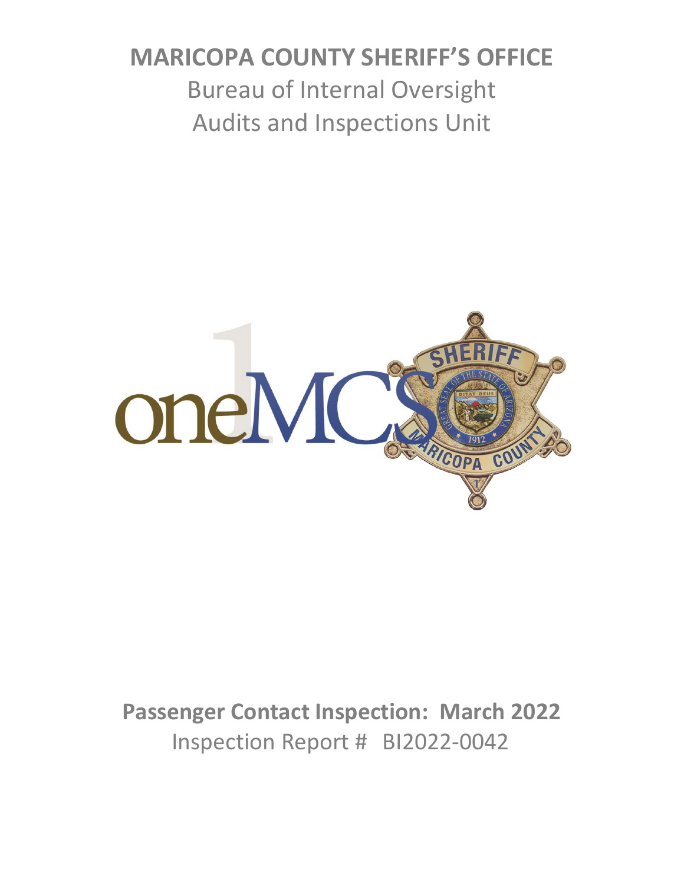# MARICOPA COUNTY SHERIFF'S OFFICE

## Bureau of Internal Oversight

## Audits and Inspections Unit

**Passenger Contact Inspection: March 2022**

Inspection Report # BI2022-0042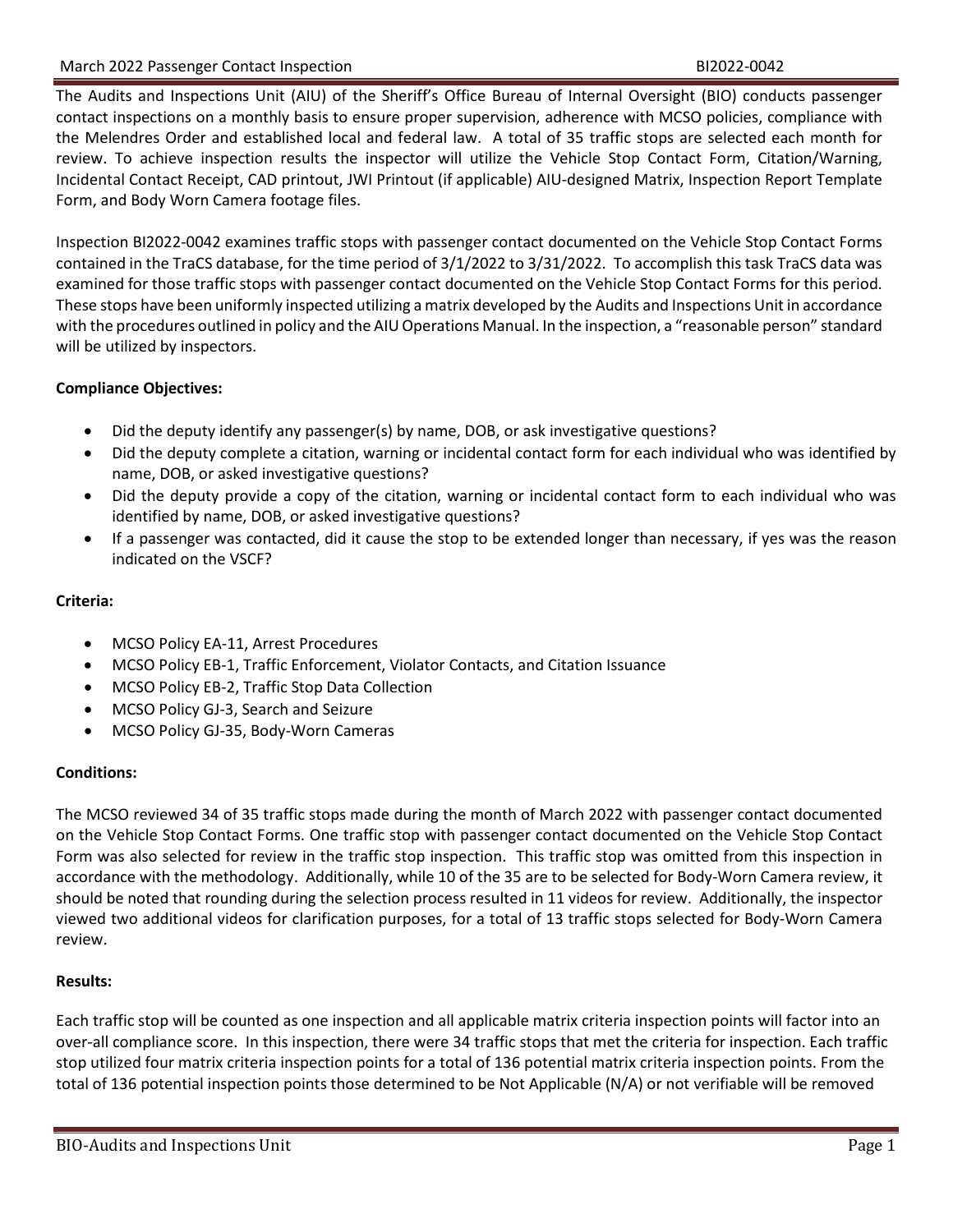The Audits and Inspections Unit (AIU) of the Sheriff's Office Bureau of Internal Oversight (BIO) conducts passenger contact inspections on a monthly basis to ensure proper supervision, adherence with MCSO policies, compliance with the Melendres Order and established local and federal law. A total of 35 traffic stops are selected each month for review. To achieve inspection results the inspector will utilize the Vehicle Stop Contact Form, Citation/Warning, Incidental Contact Receipt, CAD printout, JWI Printout (if applicable) AIU-designed Matrix, Inspection Report Template Form, and Body Worn Camera footage files.

Inspection BI2022-0042 examines traffic stops with passenger contact documented on the Vehicle Stop Contact Forms contained in the TraCS database, for the time period of 3/1/2022 to 3/31/2022. To accomplish this task TraCS data was examined for those traffic stops with passenger contact documented on the Vehicle Stop Contact Forms for this period. These stops have been uniformly inspected utilizing a matrix developed by the Audits and Inspections Unit in accordance with the procedures outlined in policy and the AIU Operations Manual. In the inspection, a "reasonable person" standard will be utilized by inspectors.

**Compliance Objectives:**

- Did the deputy identify any passenger(s) by name, DOB, or ask investigative questions?
- Did the deputy complete a citation, warning or incidental contact form for each individual who was identified by name, DOB, or asked investigative questions?
- Did the deputy provide a copy of the citation, warning or incidental contact form to each individual who was identified by name, DOB, or asked investigative questions?
- If a passenger was contacted, did it cause the stop to be extended longer than necessary, if yes was the reason indicated on the VSCF?

**Criteria:**

- MCSO Policy EA-11, Arrest Procedures
- MCSO Policy EB-1, Traffic Enforcement, Violator Contacts, and Citation Issuance
- MCSO Policy EB-2, Traffic Stop Data Collection
- MCSO Policy GJ-3, Search and Seizure
- MCSO Policy GJ-35, Body-Worn Cameras

**Conditions:**

The MCSO reviewed 34 of 35 traffic stops made during the month of March 2022 with passenger contact documented on the Vehicle Stop Contact Forms. One traffic stop with passenger contact documented on the Vehicle Stop Contact Form was also selected for review in the traffic stop inspection. This traffic stop was omitted from this inspection in accordance with the methodology. Additionally, while 10 of the 35 are to be selected for Body-Worn Camera review, it should be noted that rounding during the selection process resulted in 11 videos for review. Additionally, the inspector viewed two additional videos for clarification purposes, for a total of 13 traffic stops selected for Body-Worn Camera review.

**Results:**

Each traffic stop will be counted as one inspection and all applicable matrix criteria inspection points will factor into an over-all compliance score. In this inspection, there were 34 traffic stops that met the criteria for inspection. Each traffic stop utilized four matrix criteria inspection points for a total of 136 potential matrix criteria inspection points. From the total of 136 potential inspection points those determined to be Not Applicable (N/A) or not verifiable will be removed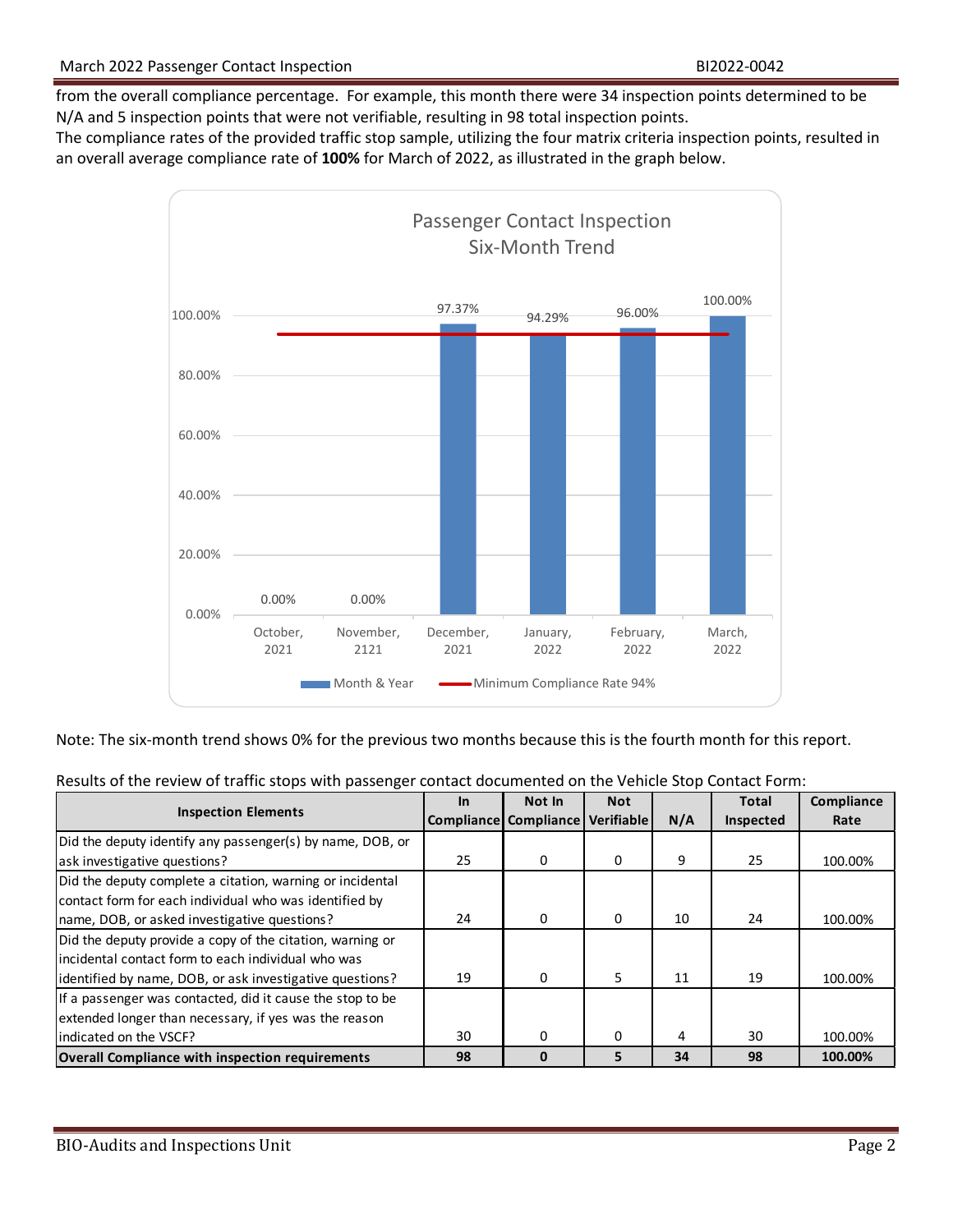from the overall compliance percentage. For example, this month there were 34 inspection points determined to be N/A and 5 inspection points that were not verifiable, resulting in 98 total inspection points.

The compliance rates of the provided traffic stop sample, utilizing the four matrix criteria inspection points, resulted in an overall average compliance rate of **100%** for March of 2022, as illustrated in the graph below.

**Passenger Contact Inspection Six-Month Trend**

| Month & Year | Compliance Rate | Minimum Compliance Rate |
|---|---|---|
| October, 2021 | 0.00% | 94% |
| November, 2121 | 0.00% | 94% |
| December, 2021 | 97.37% | 94% |
| January, 2022 | 94.29% | 94% |
| February, 2022 | 96.00% | 94% |
| March, 2022 | 100.00% | 94% |

Note: The six-month trend shows 0% for the previous two months because this is the fourth month for this report.

Results of the review of traffic stops with passenger contact documented on the Vehicle Stop Contact Form:

| Inspection Elements | In Compliance | Not In Compliance | Not Verifiable | N/A | Total Inspected | Compliance Rate |
|---|---|---|---|---|---|---|
| Did the deputy identify any passenger(s) by name, DOB, or ask investigative questions? | 25 | 0 | 0 | 9 | 25 | 100.00% |
| Did the deputy complete a citation, warning or incidental contact form for each individual who was identified by name, DOB, or asked investigative questions? | 24 | 0 | 0 | 10 | 24 | 100.00% |
| Did the deputy provide a copy of the citation, warning or incidental contact form to each individual who was identified by name, DOB, or ask investigative questions? | 19 | 0 | 5 | 11 | 19 | 100.00% |
| If a passenger was contacted, did it cause the stop to be extended longer than necessary, if yes was the reason indicated on the VSCF? | 30 | 0 | 0 | 4 | 30 | 100.00% |
| **Overall Compliance with inspection requirements** | **98** | **0** | **5** | **34** | **98** | **100.00%** |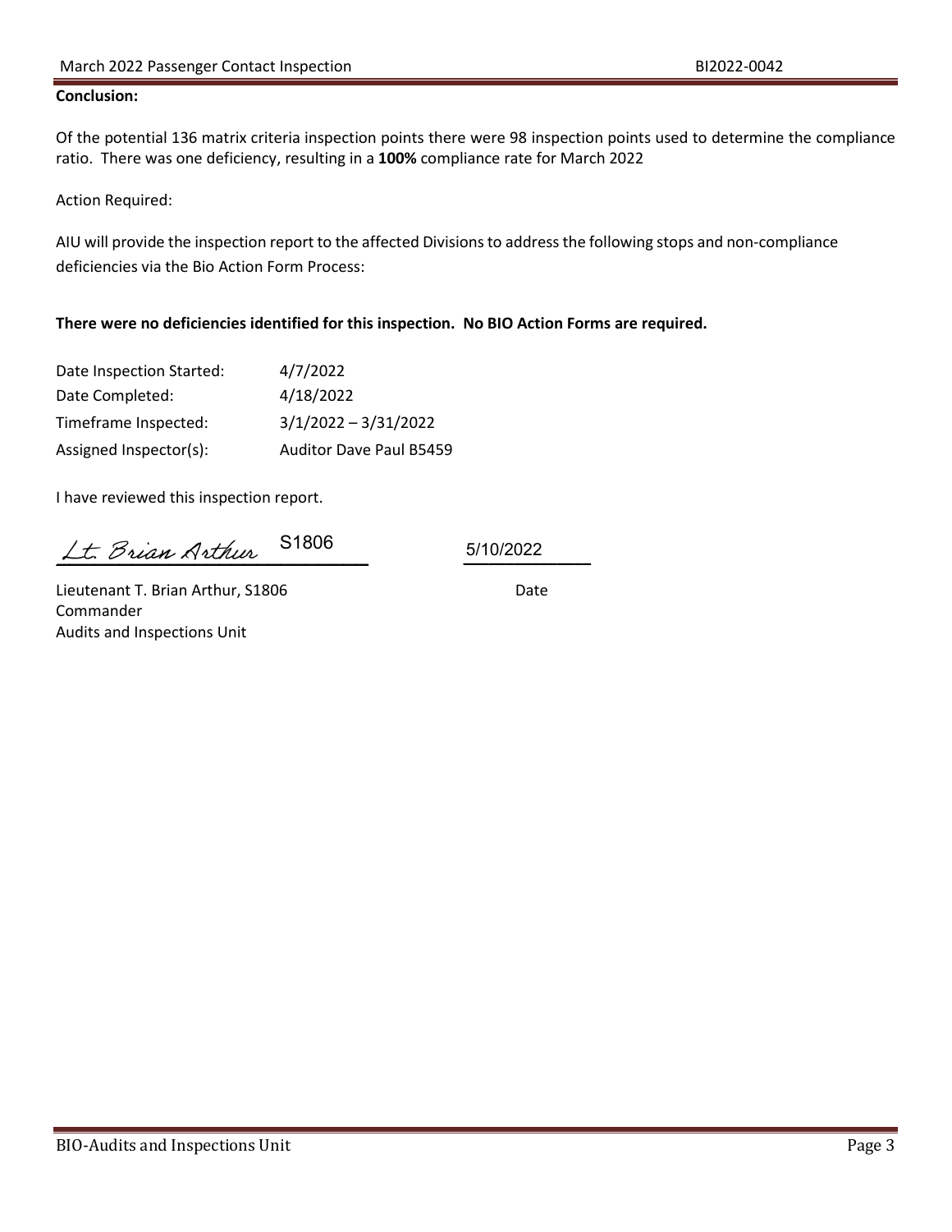**Conclusion:**

Of the potential 136 matrix criteria inspection points there were 98 inspection points used to determine the compliance ratio. There was one deficiency, resulting in a **100%** compliance rate for March 2022

Action Required:

AIU will provide the inspection report to the affected Divisions to address the following stops and non-compliance deficiencies via the Bio Action Form Process:

**There were no deficiencies identified for this inspection. No BIO Action Forms are required.**

| | |
|---|---|
| Date Inspection Started: | 4/7/2022 |
| Date Completed: | 4/18/2022 |
| Timeframe Inspected: | 3/1/2022 – 3/31/2022 |
| Assigned Inspector(s): | Auditor Dave Paul B5459 |

I have reviewed this inspection report.

*Lt. Brian Arthur* S1806 5/10/2022

Lieutenant T. Brian Arthur, S1806 Date
Commander
Audits and Inspections Unit